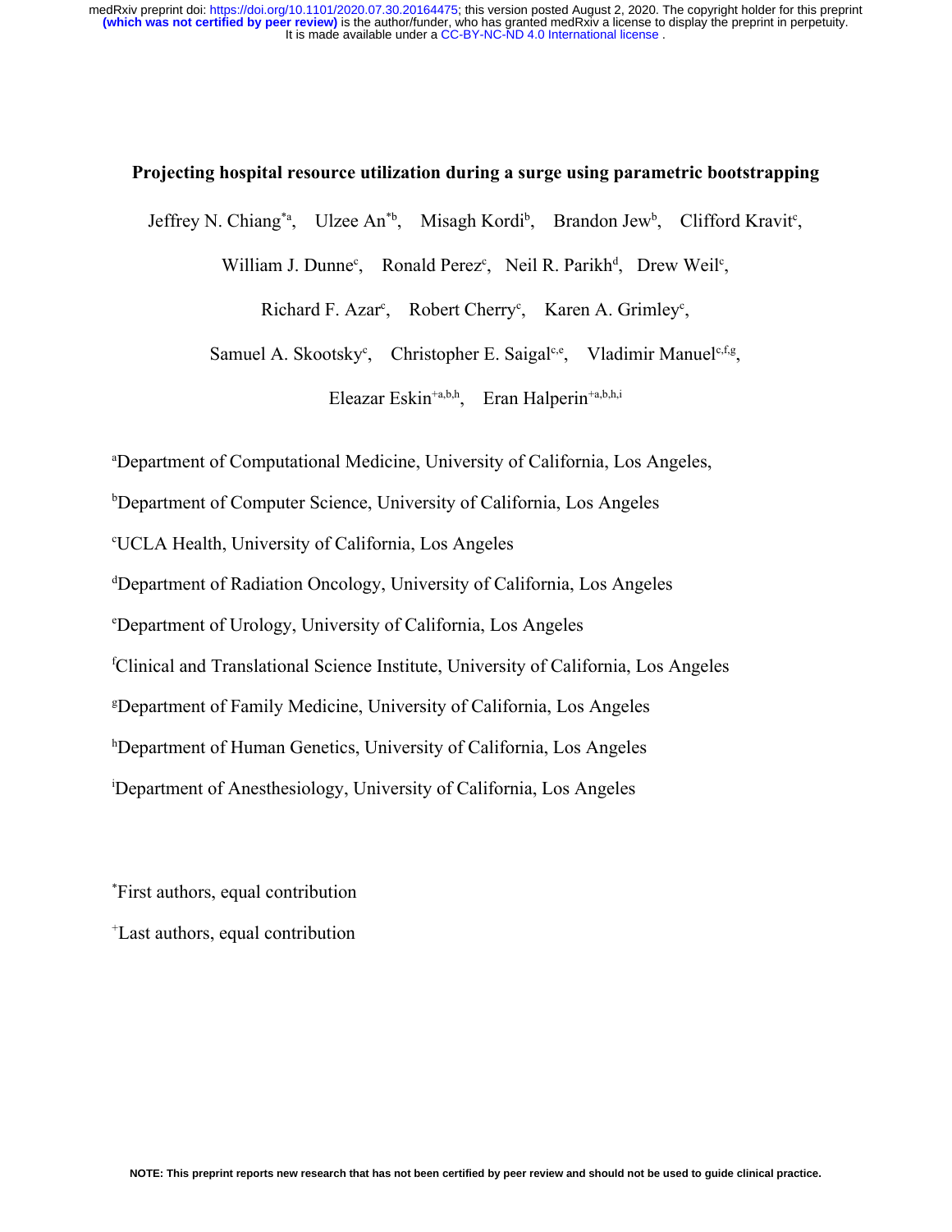# Projecting hospital resource utilization during a surge using parametric bootstrapping

Jeffrey N. Chiang[*a], Ulzee An[*b], Misagh Kordi[b], Brandon Jew[b], Clifford Kravit[c], William J. Dunne[c], Ronald Perez[c], Neil R. Parikh[d], Drew Weil[c], Richard F. Azar[c], Robert Cherry[c], Karen A. Grimley[c], Samuel A. Skootsky[c], Christopher E. Saigal[c,e], Vladimir Manuel[c,f,g], Eleazar Eskin[+a,b,h], Eran Halperin[+a,b,h,i]

[a]Department of Computational Medicine, University of California, Los Angeles,

[b]Department of Computer Science, University of California, Los Angeles

[c]UCLA Health, University of California, Los Angeles

[d]Department of Radiation Oncology, University of California, Los Angeles

[e]Department of Urology, University of California, Los Angeles

[f]Clinical and Translational Science Institute, University of California, Los Angeles

[g]Department of Family Medicine, University of California, Los Angeles

[h]Department of Human Genetics, University of California, Los Angeles

[i]Department of Anesthesiology, University of California, Los Angeles

[*]First authors, equal contribution

[+]Last authors, equal contribution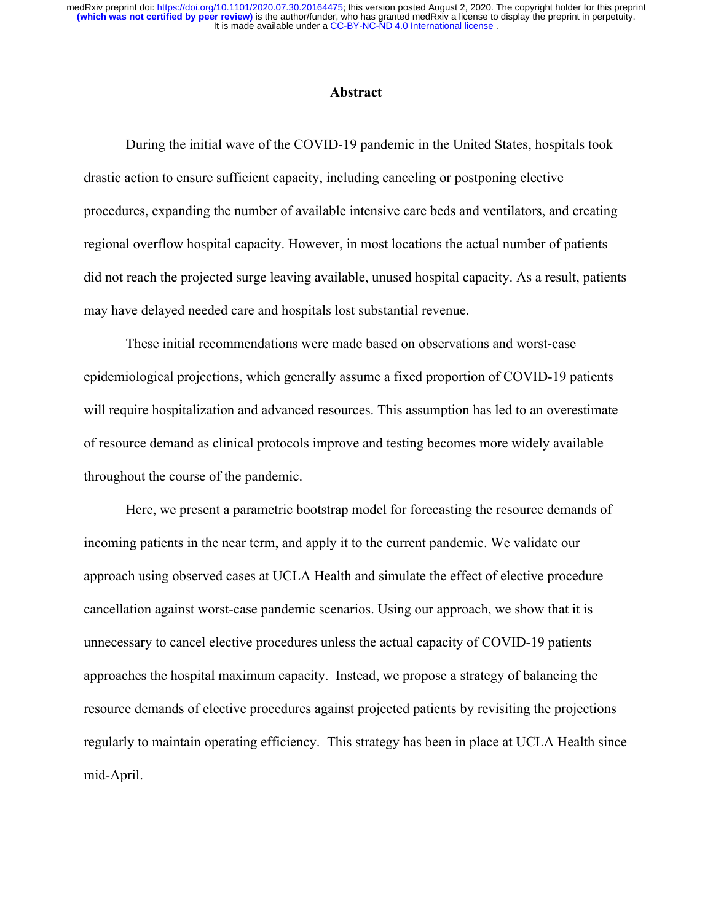## Abstract

During the initial wave of the COVID-19 pandemic in the United States, hospitals took drastic action to ensure sufficient capacity, including canceling or postponing elective procedures, expanding the number of available intensive care beds and ventilators, and creating regional overflow hospital capacity. However, in most locations the actual number of patients did not reach the projected surge leaving available, unused hospital capacity. As a result, patients may have delayed needed care and hospitals lost substantial revenue.

These initial recommendations were made based on observations and worst-case epidemiological projections, which generally assume a fixed proportion of COVID-19 patients will require hospitalization and advanced resources. This assumption has led to an overestimate of resource demand as clinical protocols improve and testing becomes more widely available throughout the course of the pandemic.

Here, we present a parametric bootstrap model for forecasting the resource demands of incoming patients in the near term, and apply it to the current pandemic. We validate our approach using observed cases at UCLA Health and simulate the effect of elective procedure cancellation against worst-case pandemic scenarios. Using our approach, we show that it is unnecessary to cancel elective procedures unless the actual capacity of COVID-19 patients approaches the hospital maximum capacity. Instead, we propose a strategy of balancing the resource demands of elective procedures against projected patients by revisiting the projections regularly to maintain operating efficiency. This strategy has been in place at UCLA Health since mid-April.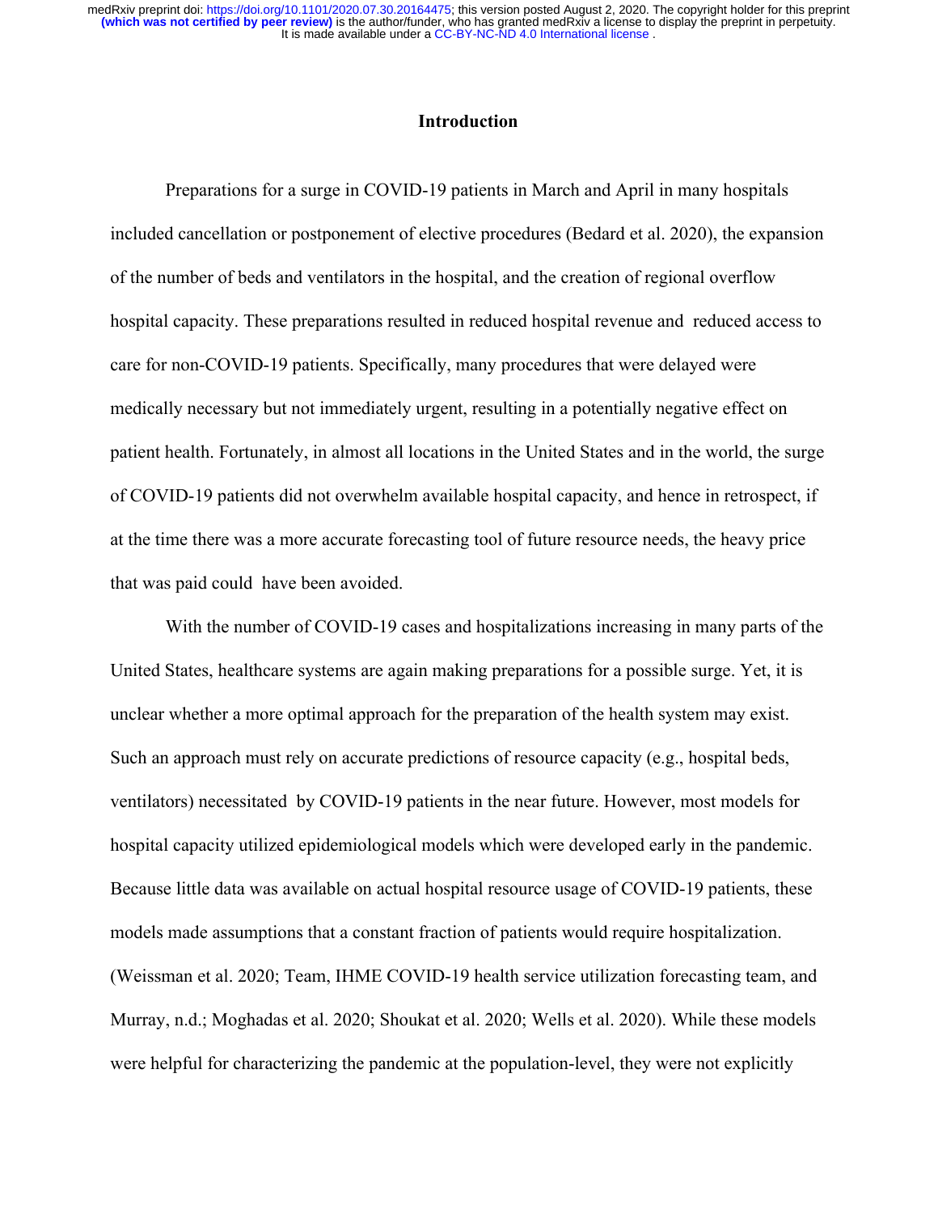## Introduction

Preparations for a surge in COVID-19 patients in March and April in many hospitals included cancellation or postponement of elective procedures (Bedard et al. 2020), the expansion of the number of beds and ventilators in the hospital, and the creation of regional overflow hospital capacity. These preparations resulted in reduced hospital revenue and reduced access to care for non-COVID-19 patients. Specifically, many procedures that were delayed were medically necessary but not immediately urgent, resulting in a potentially negative effect on patient health. Fortunately, in almost all locations in the United States and in the world, the surge of COVID-19 patients did not overwhelm available hospital capacity, and hence in retrospect, if at the time there was a more accurate forecasting tool of future resource needs, the heavy price that was paid could have been avoided.

With the number of COVID-19 cases and hospitalizations increasing in many parts of the United States, healthcare systems are again making preparations for a possible surge. Yet, it is unclear whether a more optimal approach for the preparation of the health system may exist. Such an approach must rely on accurate predictions of resource capacity (e.g., hospital beds, ventilators) necessitated by COVID-19 patients in the near future. However, most models for hospital capacity utilized epidemiological models which were developed early in the pandemic. Because little data was available on actual hospital resource usage of COVID-19 patients, these models made assumptions that a constant fraction of patients would require hospitalization. (Weissman et al. 2020; Team, IHME COVID-19 health service utilization forecasting team, and Murray, n.d.; Moghadas et al. 2020; Shoukat et al. 2020; Wells et al. 2020). While these models were helpful for characterizing the pandemic at the population-level, they were not explicitly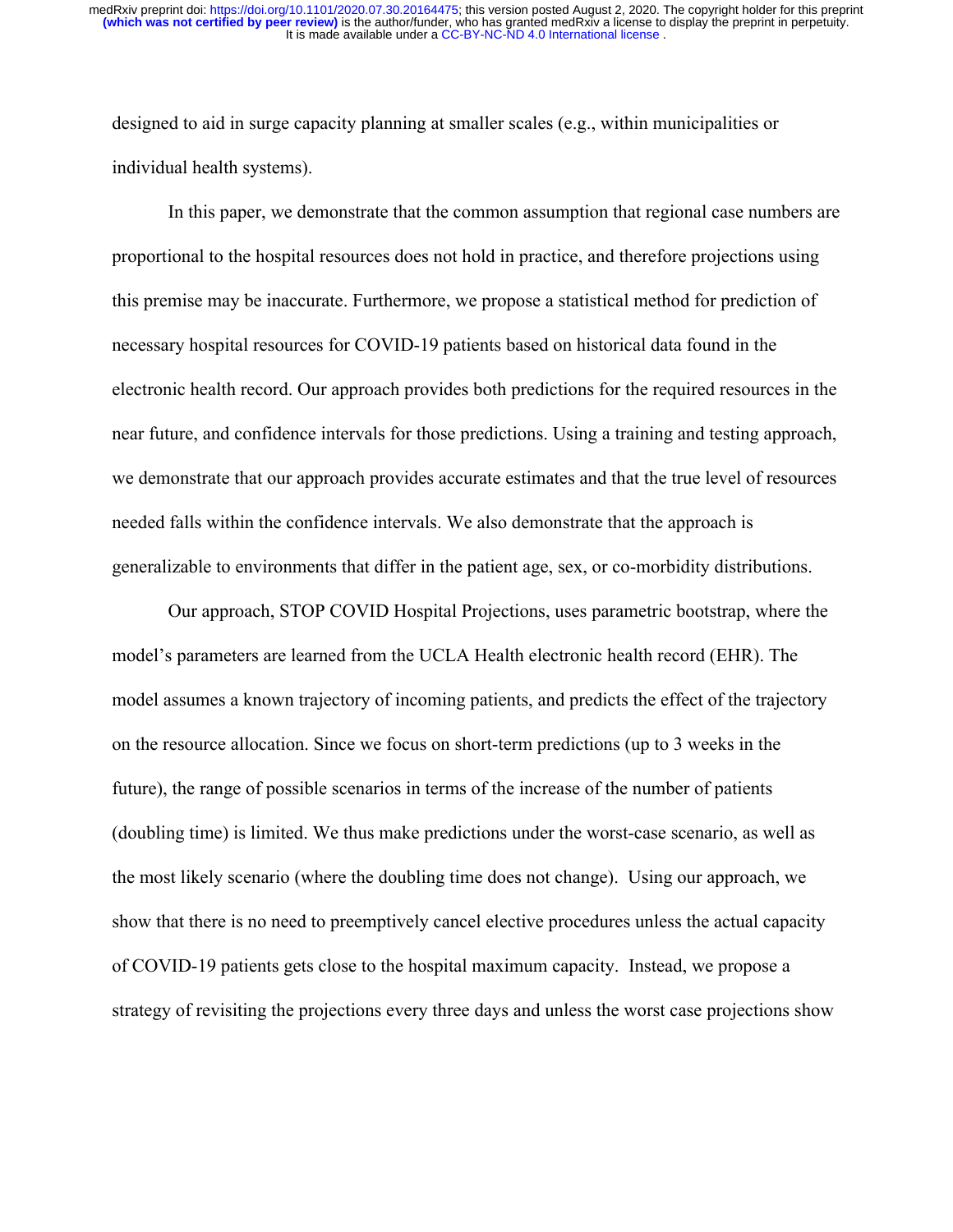designed to aid in surge capacity planning at smaller scales (e.g., within municipalities or individual health systems).

In this paper, we demonstrate that the common assumption that regional case numbers are proportional to the hospital resources does not hold in practice, and therefore projections using this premise may be inaccurate. Furthermore, we propose a statistical method for prediction of necessary hospital resources for COVID-19 patients based on historical data found in the electronic health record. Our approach provides both predictions for the required resources in the near future, and confidence intervals for those predictions. Using a training and testing approach, we demonstrate that our approach provides accurate estimates and that the true level of resources needed falls within the confidence intervals. We also demonstrate that the approach is generalizable to environments that differ in the patient age, sex, or co-morbidity distributions.

Our approach, STOP COVID Hospital Projections, uses parametric bootstrap, where the model's parameters are learned from the UCLA Health electronic health record (EHR). The model assumes a known trajectory of incoming patients, and predicts the effect of the trajectory on the resource allocation. Since we focus on short-term predictions (up to 3 weeks in the future), the range of possible scenarios in terms of the increase of the number of patients (doubling time) is limited. We thus make predictions under the worst-case scenario, as well as the most likely scenario (where the doubling time does not change). Using our approach, we show that there is no need to preemptively cancel elective procedures unless the actual capacity of COVID-19 patients gets close to the hospital maximum capacity. Instead, we propose a strategy of revisiting the projections every three days and unless the worst case projections show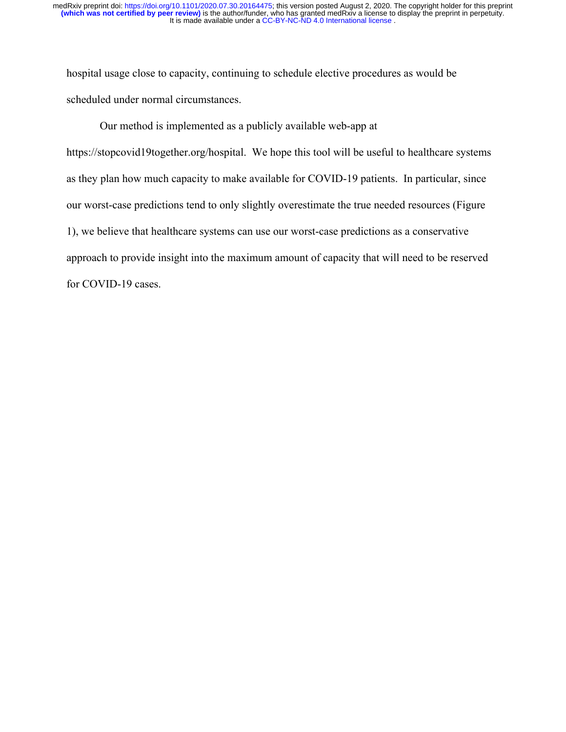hospital usage close to capacity, continuing to schedule elective procedures as would be scheduled under normal circumstances.

Our method is implemented as a publicly available web-app at https://stopcovid19together.org/hospital. We hope this tool will be useful to healthcare systems as they plan how much capacity to make available for COVID-19 patients. In particular, since our worst-case predictions tend to only slightly overestimate the true needed resources (Figure 1), we believe that healthcare systems can use our worst-case predictions as a conservative approach to provide insight into the maximum amount of capacity that will need to be reserved for COVID-19 cases.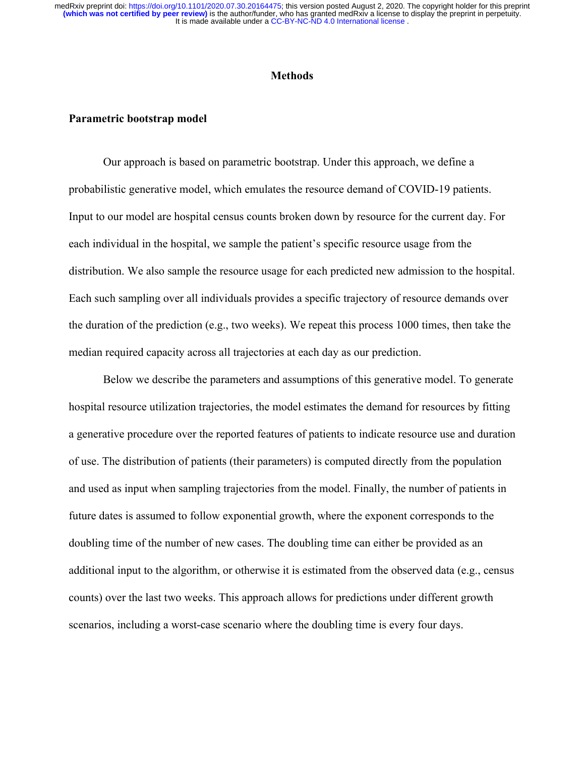# Methods

## Parametric bootstrap model

Our approach is based on parametric bootstrap. Under this approach, we define a probabilistic generative model, which emulates the resource demand of COVID-19 patients. Input to our model are hospital census counts broken down by resource for the current day. For each individual in the hospital, we sample the patient's specific resource usage from the distribution. We also sample the resource usage for each predicted new admission to the hospital. Each such sampling over all individuals provides a specific trajectory of resource demands over the duration of the prediction (e.g., two weeks). We repeat this process 1000 times, then take the median required capacity across all trajectories at each day as our prediction.

Below we describe the parameters and assumptions of this generative model. To generate hospital resource utilization trajectories, the model estimates the demand for resources by fitting a generative procedure over the reported features of patients to indicate resource use and duration of use. The distribution of patients (their parameters) is computed directly from the population and used as input when sampling trajectories from the model. Finally, the number of patients in future dates is assumed to follow exponential growth, where the exponent corresponds to the doubling time of the number of new cases. The doubling time can either be provided as an additional input to the algorithm, or otherwise it is estimated from the observed data (e.g., census counts) over the last two weeks. This approach allows for predictions under different growth scenarios, including a worst-case scenario where the doubling time is every four days.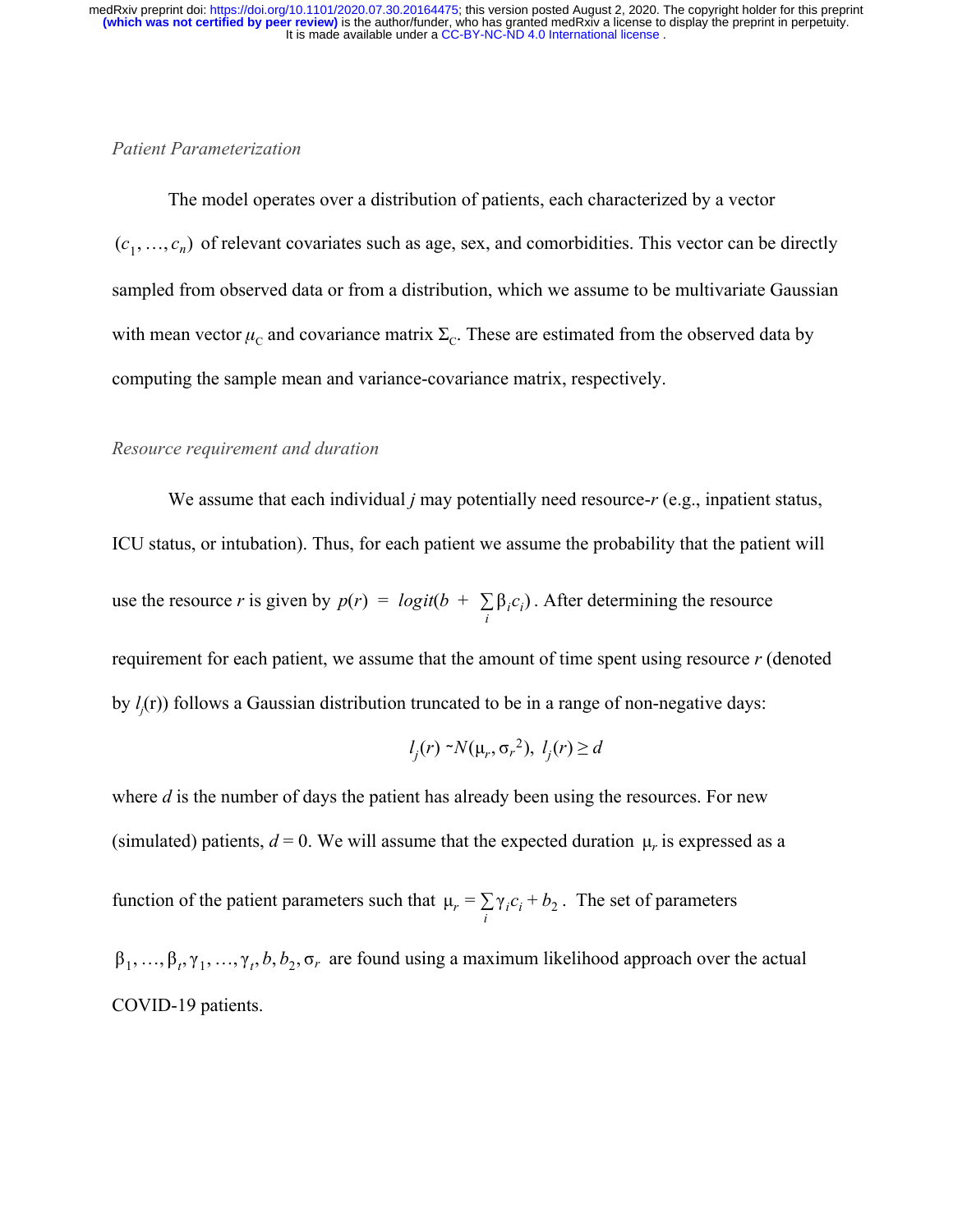*Patient Parameterization*

The model operates over a distribution of patients, each characterized by a vector $(c_1, \ldots, c_n)$ of relevant covariates such as age, sex, and comorbidities. This vector can be directly sampled from observed data or from a distribution, which we assume to be multivariate Gaussian with mean vector $\mu_C$ and covariance matrix $\Sigma_C$. These are estimated from the observed data by computing the sample mean and variance-covariance matrix, respectively.

*Resource requirement and duration*

We assume that each individual *j* may potentially need resource-*r* (e.g., inpatient status, ICU status, or intubation). Thus, for each patient we assume the probability that the patient will use the resource *r* is given by $p(r) = logit(b + \sum_i \beta_i c_i)$. After determining the resource requirement for each patient, we assume that the amount of time spent using resource *r* (denoted by $l_j$(r)) follows a Gaussian distribution truncated to be in a range of non-negative days:

$$l_j(r) \sim N(\mu_r, \sigma_r^2),\ l_j(r) \geq d$$

where *d* is the number of days the patient has already been using the resources. For new (simulated) patients, $d = 0$. We will assume that the expected duration $\mu_r$ is expressed as a function of the patient parameters such that $\mu_r = \sum_i \gamma_i c_i + b_2$. The set of parameters $\beta_1, \ldots, \beta_t, \gamma_1, \ldots, \gamma_t, b, b_2, \sigma_r$ are found using a maximum likelihood approach over the actual COVID-19 patients.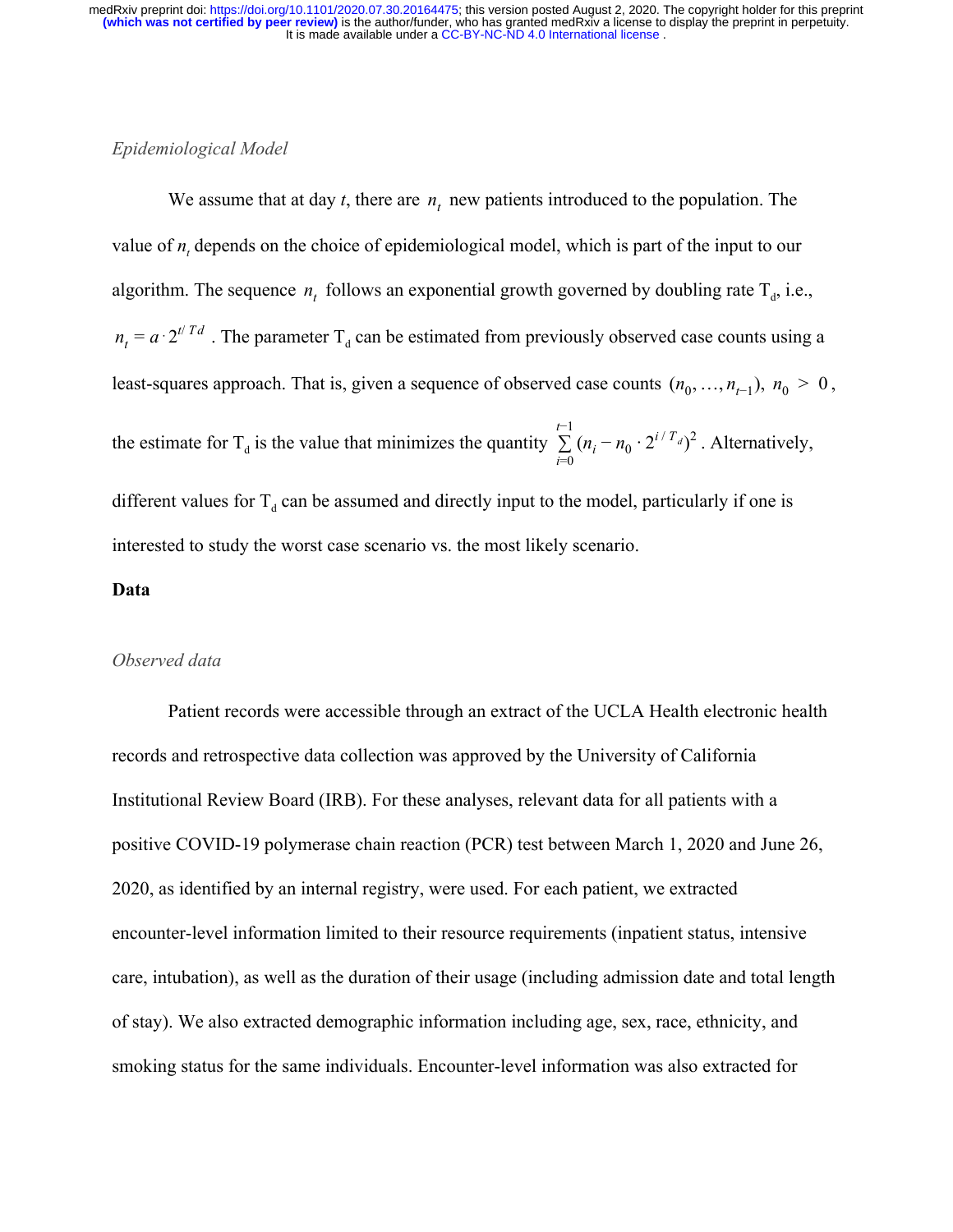*Epidemiological Model*

We assume that at day $t$, there are $n_t$ new patients introduced to the population. The value of $n_t$ depends on the choice of epidemiological model, which is part of the input to our algorithm. The sequence $n_t$ follows an exponential growth governed by doubling rate $T_d$, i.e., $n_t = a \cdot 2^{t/Td}$. The parameter $T_d$ can be estimated from previously observed case counts using a least-squares approach. That is, given a sequence of observed case counts $(n_0, \ldots, n_{t-1}),\ n_0 > 0$, the estimate for $T_d$ is the value that minimizes the quantity $\sum_{i=0}^{t-1} (n_i - n_0 \cdot 2^{i/T_d})^2$. Alternatively, different values for $T_d$ can be assumed and directly input to the model, particularly if one is interested to study the worst case scenario vs. the most likely scenario.

**Data**

*Observed data*

Patient records were accessible through an extract of the UCLA Health electronic health records and retrospective data collection was approved by the University of California Institutional Review Board (IRB). For these analyses, relevant data for all patients with a positive COVID-19 polymerase chain reaction (PCR) test between March 1, 2020 and June 26, 2020, as identified by an internal registry, were used. For each patient, we extracted encounter-level information limited to their resource requirements (inpatient status, intensive care, intubation), as well as the duration of their usage (including admission date and total length of stay). We also extracted demographic information including age, sex, race, ethnicity, and smoking status for the same individuals. Encounter-level information was also extracted for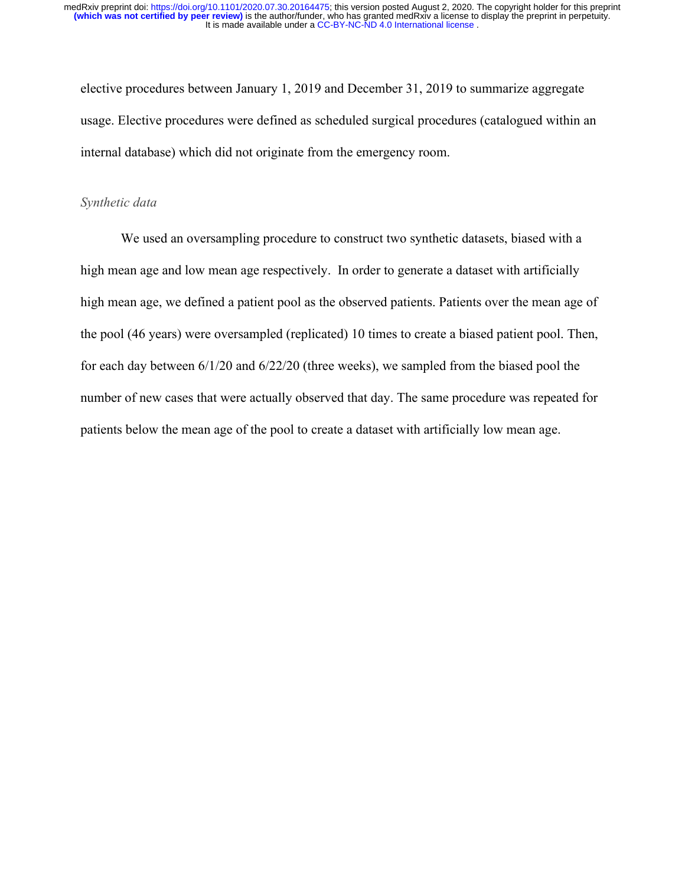elective procedures between January 1, 2019 and December 31, 2019 to summarize aggregate usage. Elective procedures were defined as scheduled surgical procedures (catalogued within an internal database) which did not originate from the emergency room.

*Synthetic data*

We used an oversampling procedure to construct two synthetic datasets, biased with a high mean age and low mean age respectively. In order to generate a dataset with artificially high mean age, we defined a patient pool as the observed patients. Patients over the mean age of the pool (46 years) were oversampled (replicated) 10 times to create a biased patient pool. Then, for each day between 6/1/20 and 6/22/20 (three weeks), we sampled from the biased pool the number of new cases that were actually observed that day. The same procedure was repeated for patients below the mean age of the pool to create a dataset with artificially low mean age.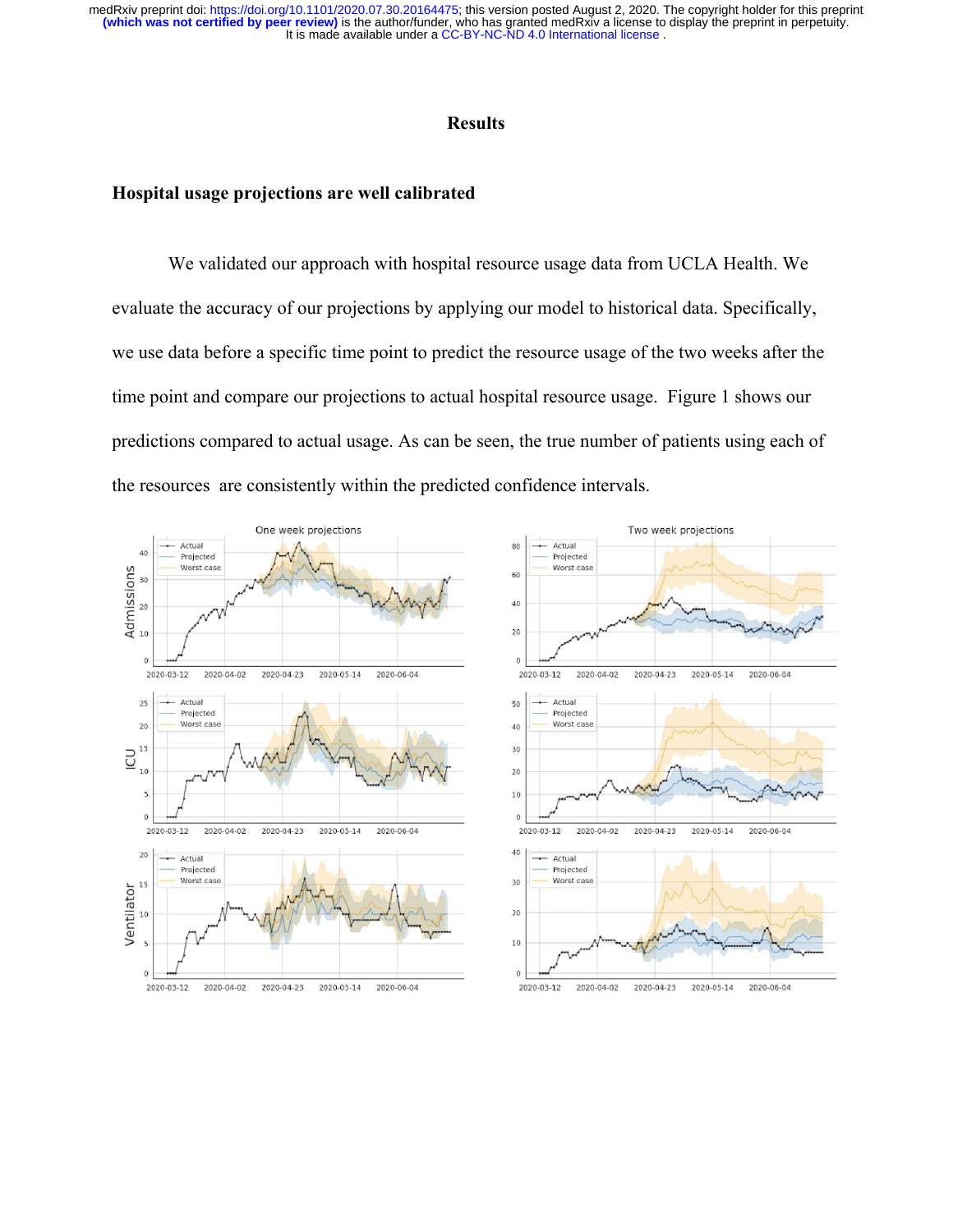## Results

### Hospital usage projections are well calibrated

We validated our approach with hospital resource usage data from UCLA Health. We evaluate the accuracy of our projections by applying our model to historical data. Specifically, we use data before a specific time point to predict the resource usage of the two weeks after the time point and compare our projections to actual hospital resource usage. Figure 1 shows our predictions compared to actual usage. As can be seen, the true number of patients using each of the resources are consistently within the predicted confidence intervals.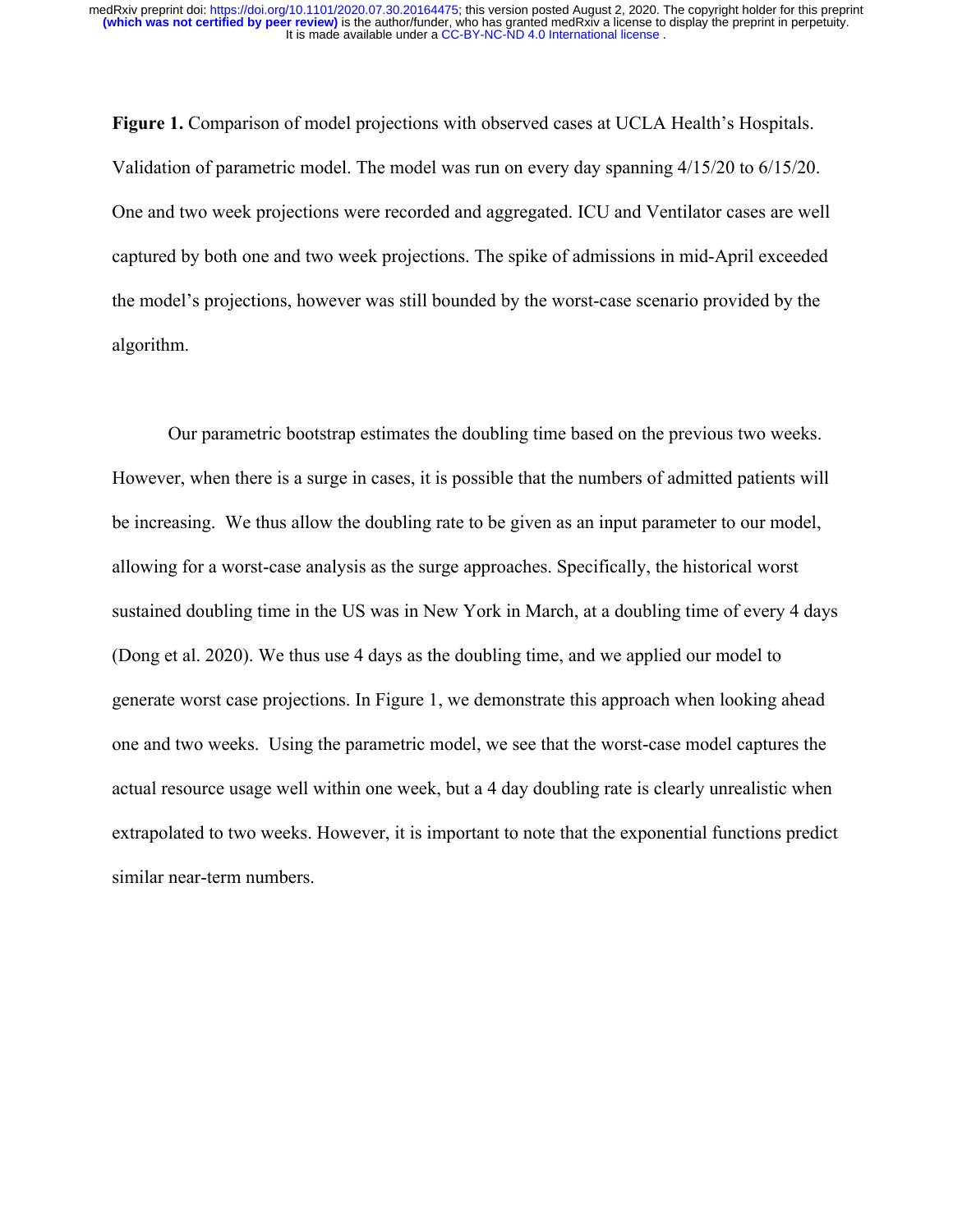**Figure 1.** Comparison of model projections with observed cases at UCLA Health's Hospitals. Validation of parametric model. The model was run on every day spanning 4/15/20 to 6/15/20. One and two week projections were recorded and aggregated. ICU and Ventilator cases are well captured by both one and two week projections. The spike of admissions in mid-April exceeded the model's projections, however was still bounded by the worst-case scenario provided by the algorithm.

Our parametric bootstrap estimates the doubling time based on the previous two weeks. However, when there is a surge in cases, it is possible that the numbers of admitted patients will be increasing. We thus allow the doubling rate to be given as an input parameter to our model, allowing for a worst-case analysis as the surge approaches. Specifically, the historical worst sustained doubling time in the US was in New York in March, at a doubling time of every 4 days (Dong et al. 2020). We thus use 4 days as the doubling time, and we applied our model to generate worst case projections. In Figure 1, we demonstrate this approach when looking ahead one and two weeks. Using the parametric model, we see that the worst-case model captures the actual resource usage well within one week, but a 4 day doubling rate is clearly unrealistic when extrapolated to two weeks. However, it is important to note that the exponential functions predict similar near-term numbers.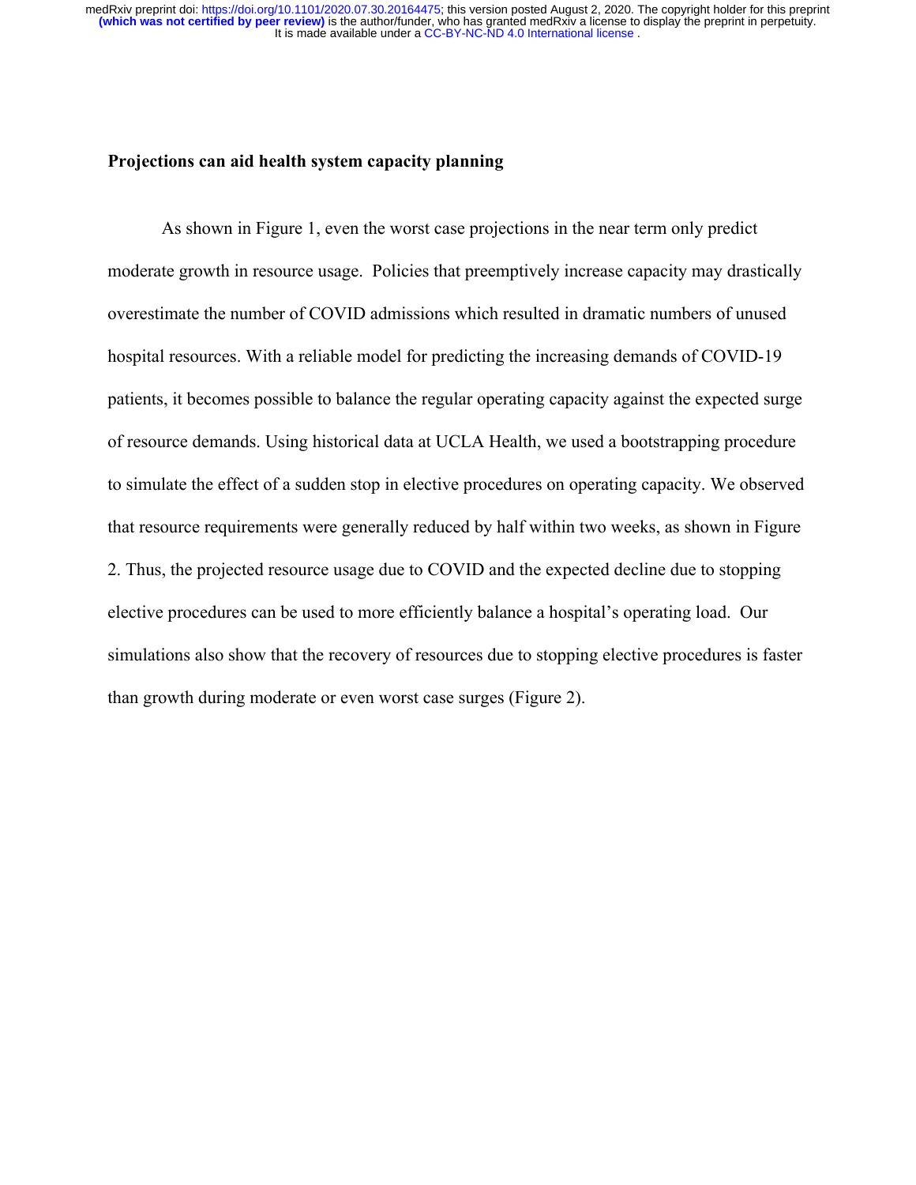### Projections can aid health system capacity planning

As shown in Figure 1, even the worst case projections in the near term only predict moderate growth in resource usage. Policies that preemptively increase capacity may drastically overestimate the number of COVID admissions which resulted in dramatic numbers of unused hospital resources. With a reliable model for predicting the increasing demands of COVID-19 patients, it becomes possible to balance the regular operating capacity against the expected surge of resource demands. Using historical data at UCLA Health, we used a bootstrapping procedure to simulate the effect of a sudden stop in elective procedures on operating capacity. We observed that resource requirements were generally reduced by half within two weeks, as shown in Figure 2. Thus, the projected resource usage due to COVID and the expected decline due to stopping elective procedures can be used to more efficiently balance a hospital's operating load. Our simulations also show that the recovery of resources due to stopping elective procedures is faster than growth during moderate or even worst case surges (Figure 2).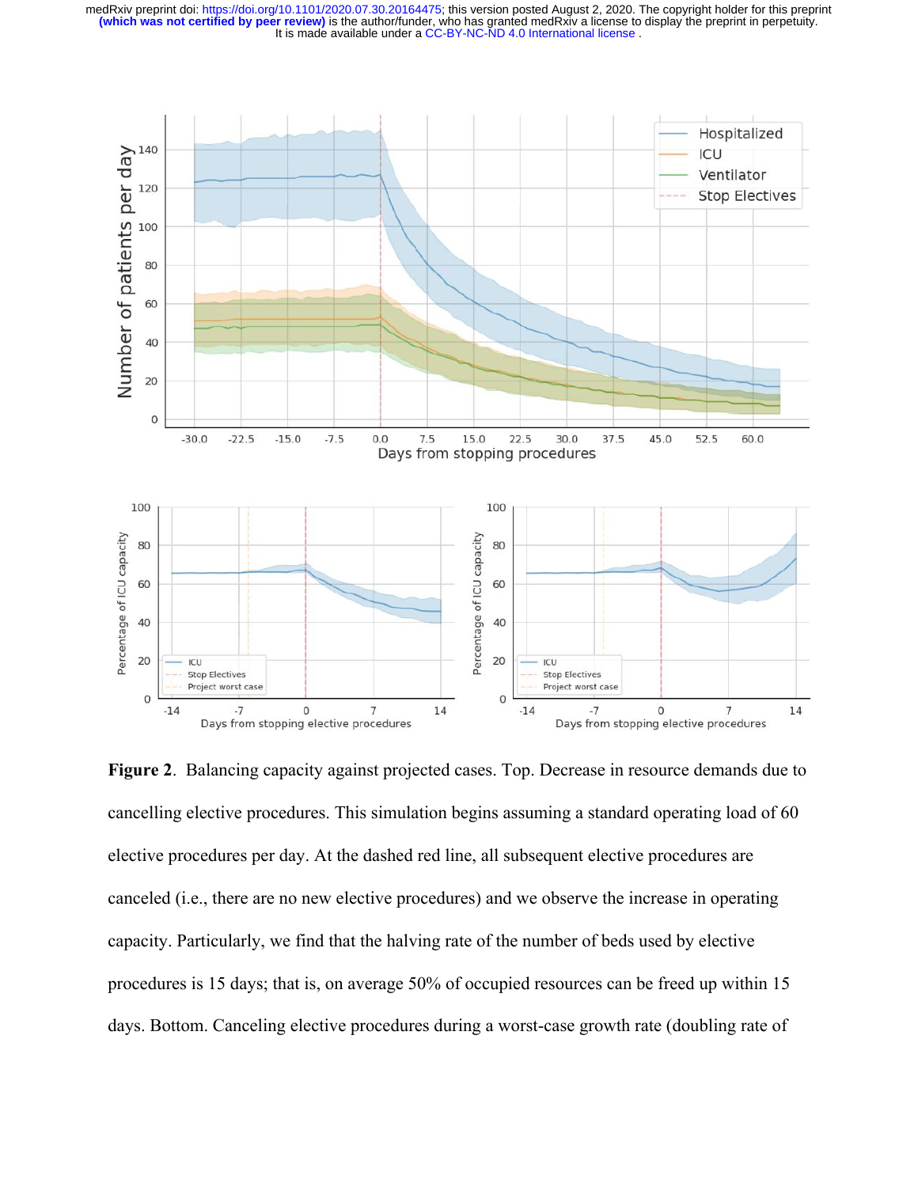**Figure 2**. Balancing capacity against projected cases. Top. Decrease in resource demands due to cancelling elective procedures. This simulation begins assuming a standard operating load of 60 elective procedures per day. At the dashed red line, all subsequent elective procedures are canceled (i.e., there are no new elective procedures) and we observe the increase in operating capacity. Particularly, we find that the halving rate of the number of beds used by elective procedures is 15 days; that is, on average 50% of occupied resources can be freed up within 15 days. Bottom. Canceling elective procedures during a worst-case growth rate (doubling rate of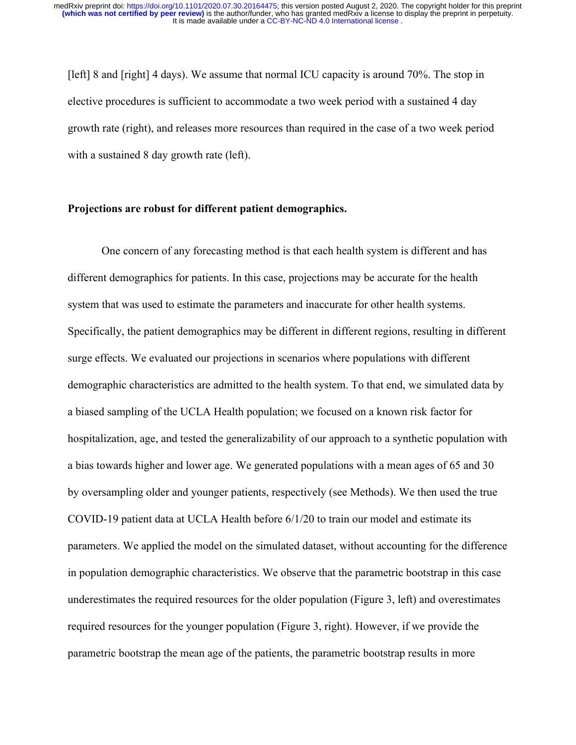[left] 8 and [right] 4 days). We assume that normal ICU capacity is around 70%. The stop in elective procedures is sufficient to accommodate a two week period with a sustained 4 day growth rate (right), and releases more resources than required in the case of a two week period with a sustained 8 day growth rate (left).

**Projections are robust for different patient demographics.**

One concern of any forecasting method is that each health system is different and has different demographics for patients. In this case, projections may be accurate for the health system that was used to estimate the parameters and inaccurate for other health systems. Specifically, the patient demographics may be different in different regions, resulting in different surge effects. We evaluated our projections in scenarios where populations with different demographic characteristics are admitted to the health system. To that end, we simulated data by a biased sampling of the UCLA Health population; we focused on a known risk factor for hospitalization, age, and tested the generalizability of our approach to a synthetic population with a bias towards higher and lower age. We generated populations with a mean ages of 65 and 30 by oversampling older and younger patients, respectively (see Methods). We then used the true COVID-19 patient data at UCLA Health before 6/1/20 to train our model and estimate its parameters. We applied the model on the simulated dataset, without accounting for the difference in population demographic characteristics. We observe that the parametric bootstrap in this case underestimates the required resources for the older population (Figure 3, left) and overestimates required resources for the younger population (Figure 3, right). However, if we provide the parametric bootstrap the mean age of the patients, the parametric bootstrap results in more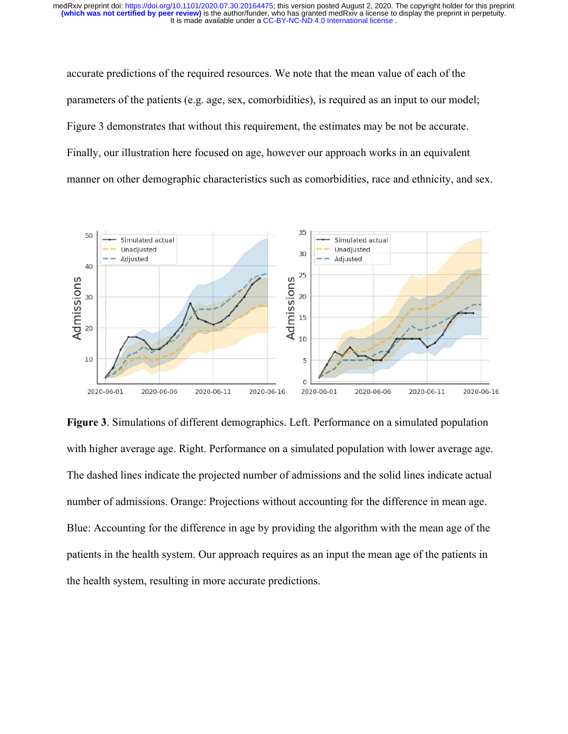accurate predictions of the required resources. We note that the mean value of each of the parameters of the patients (e.g. age, sex, comorbidities), is required as an input to our model; Figure 3 demonstrates that without this requirement, the estimates may be not be accurate. Finally, our illustration here focused on age, however our approach works in an equivalent manner on other demographic characteristics such as comorbidities, race and ethnicity, and sex.

**Figure 3**. Simulations of different demographics. Left. Performance on a simulated population with higher average age. Right. Performance on a simulated population with lower average age. The dashed lines indicate the projected number of admissions and the solid lines indicate actual number of admissions. Orange: Projections without accounting for the difference in mean age. Blue: Accounting for the difference in age by providing the algorithm with the mean age of the patients in the health system. Our approach requires as an input the mean age of the patients in the health system, resulting in more accurate predictions.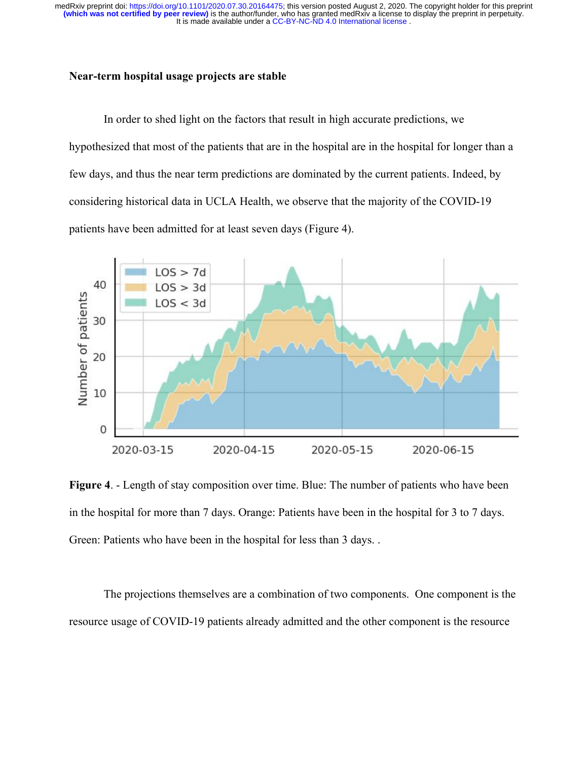### Near-term hospital usage projects are stable

In order to shed light on the factors that result in high accurate predictions, we hypothesized that most of the patients that are in the hospital are in the hospital for longer than a few days, and thus the near term predictions are dominated by the current patients. Indeed, by considering historical data in UCLA Health, we observe that the majority of the COVID-19 patients have been admitted for at least seven days (Figure 4).

**Figure 4**. - Length of stay composition over time. Blue: The number of patients who have been in the hospital for more than 7 days. Orange: Patients have been in the hospital for 3 to 7 days. Green: Patients who have been in the hospital for less than 3 days. .

The projections themselves are a combination of two components. One component is the resource usage of COVID-19 patients already admitted and the other component is the resource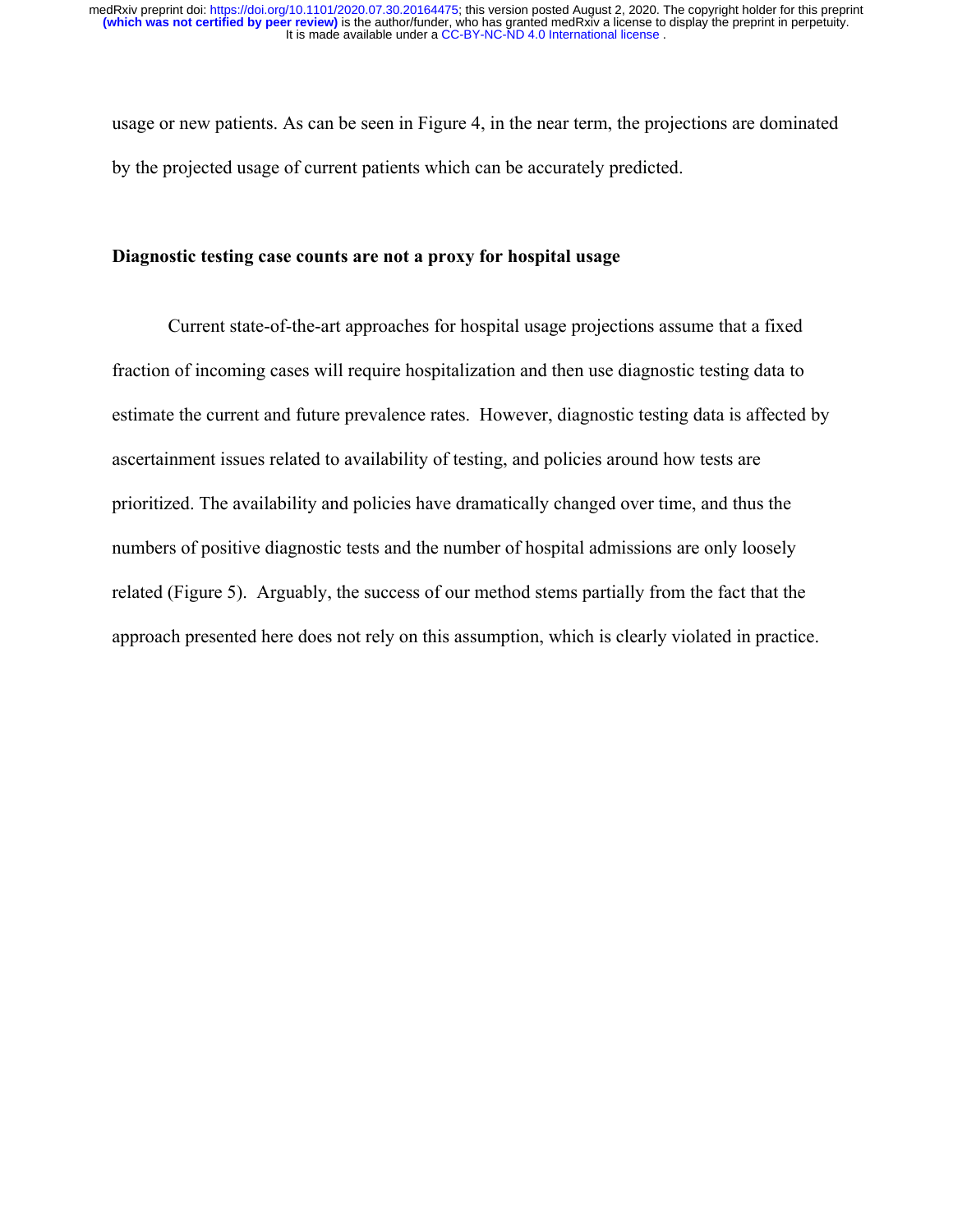usage or new patients. As can be seen in Figure 4, in the near term, the projections are dominated by the projected usage of current patients which can be accurately predicted.

**Diagnostic testing case counts are not a proxy for hospital usage**

Current state-of-the-art approaches for hospital usage projections assume that a fixed fraction of incoming cases will require hospitalization and then use diagnostic testing data to estimate the current and future prevalence rates. However, diagnostic testing data is affected by ascertainment issues related to availability of testing, and policies around how tests are prioritized. The availability and policies have dramatically changed over time, and thus the numbers of positive diagnostic tests and the number of hospital admissions are only loosely related (Figure 5). Arguably, the success of our method stems partially from the fact that the approach presented here does not rely on this assumption, which is clearly violated in practice.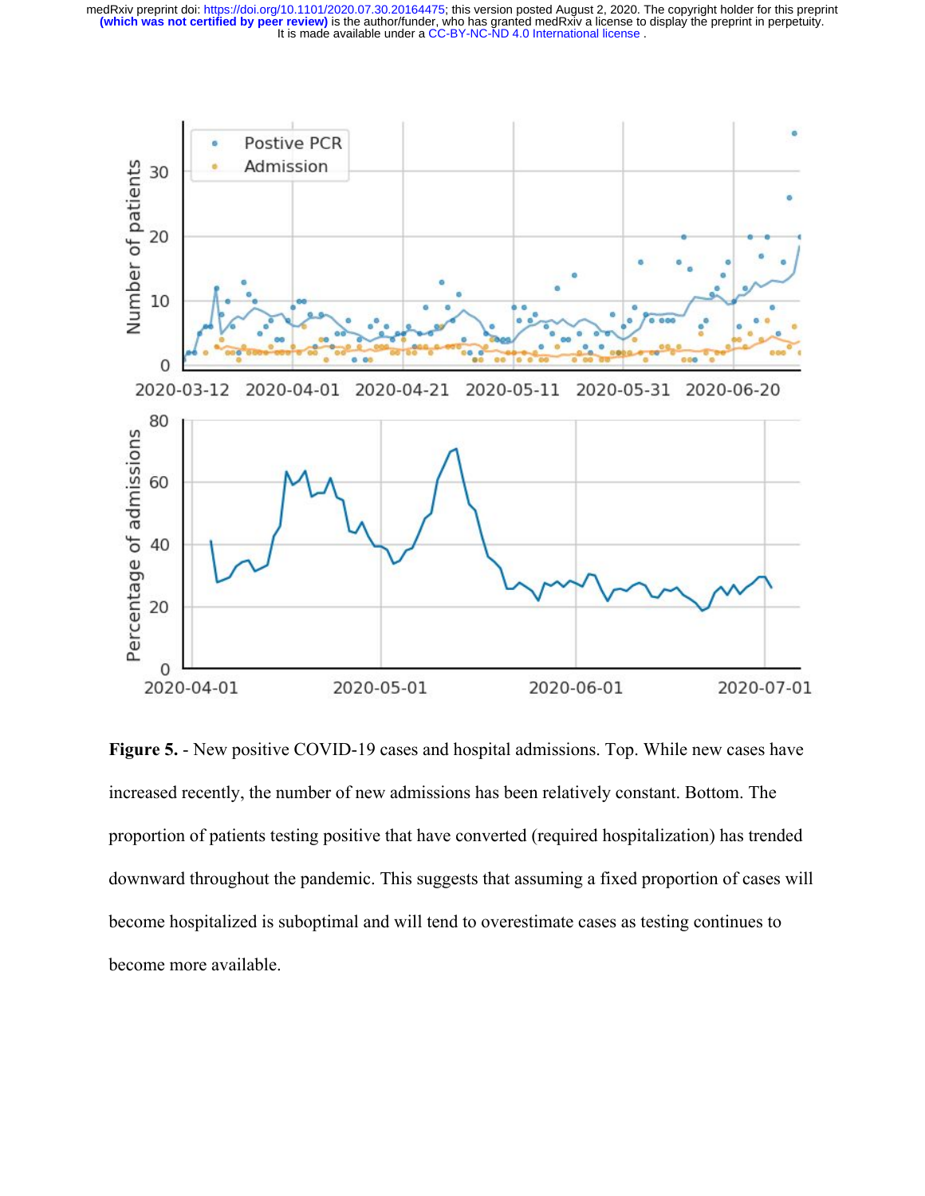**Figure 5.** - New positive COVID-19 cases and hospital admissions. Top. While new cases have increased recently, the number of new admissions has been relatively constant. Bottom. The proportion of patients testing positive that have converted (required hospitalization) has trended downward throughout the pandemic. This suggests that assuming a fixed proportion of cases will become hospitalized is suboptimal and will tend to overestimate cases as testing continues to become more available.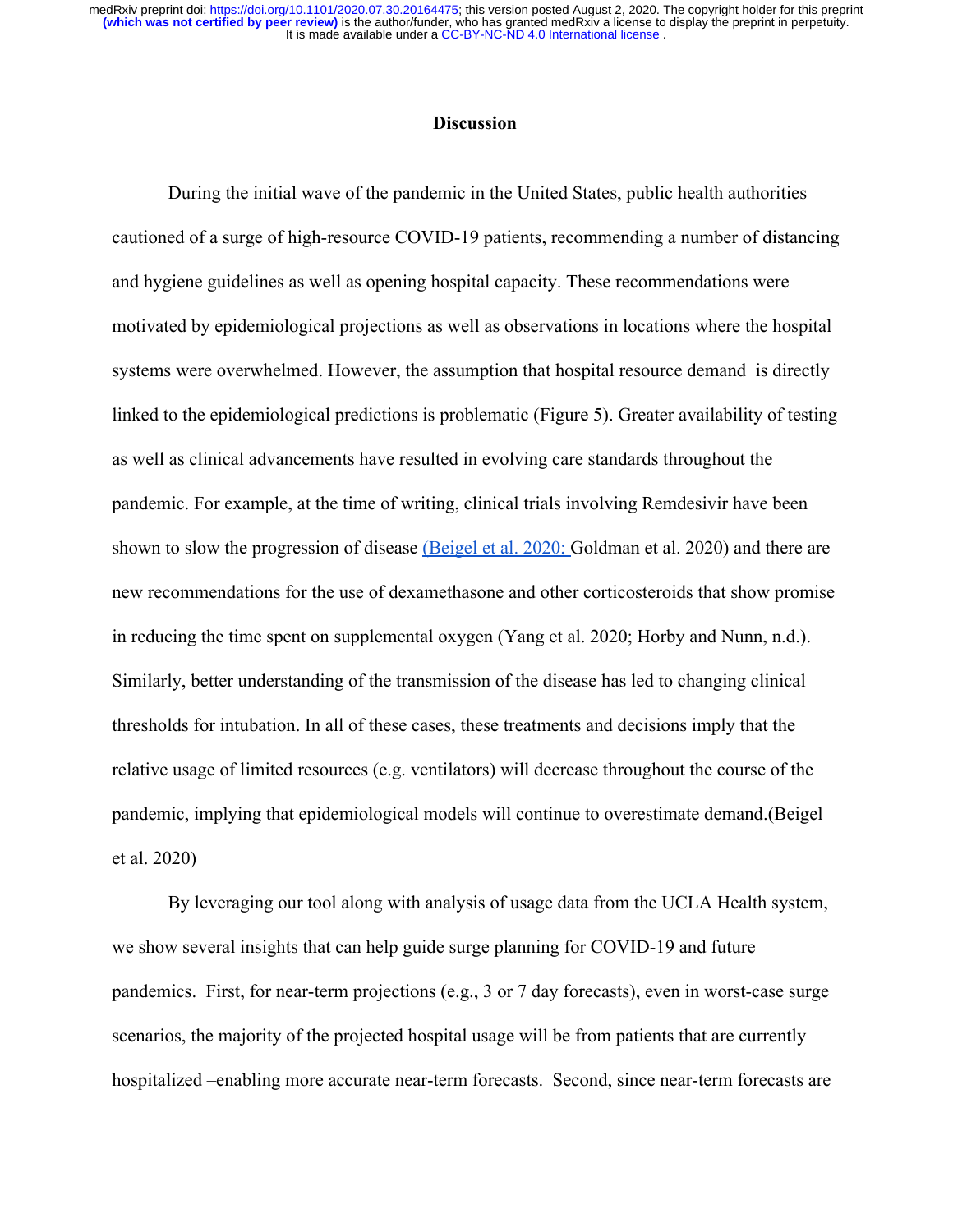## Discussion

During the initial wave of the pandemic in the United States, public health authorities cautioned of a surge of high-resource COVID-19 patients, recommending a number of distancing and hygiene guidelines as well as opening hospital capacity. These recommendations were motivated by epidemiological projections as well as observations in locations where the hospital systems were overwhelmed. However, the assumption that hospital resource demand is directly linked to the epidemiological predictions is problematic (Figure 5). Greater availability of testing as well as clinical advancements have resulted in evolving care standards throughout the pandemic. For example, at the time of writing, clinical trials involving Remdesivir have been shown to slow the progression of disease (Beigel et al. 2020; Goldman et al. 2020) and there are new recommendations for the use of dexamethasone and other corticosteroids that show promise in reducing the time spent on supplemental oxygen (Yang et al. 2020; Horby and Nunn, n.d.). Similarly, better understanding of the transmission of the disease has led to changing clinical thresholds for intubation. In all of these cases, these treatments and decisions imply that the relative usage of limited resources (e.g. ventilators) will decrease throughout the course of the pandemic, implying that epidemiological models will continue to overestimate demand.(Beigel et al. 2020)

By leveraging our tool along with analysis of usage data from the UCLA Health system, we show several insights that can help guide surge planning for COVID-19 and future pandemics. First, for near-term projections (e.g., 3 or 7 day forecasts), even in worst-case surge scenarios, the majority of the projected hospital usage will be from patients that are currently hospitalized –enabling more accurate near-term forecasts. Second, since near-term forecasts are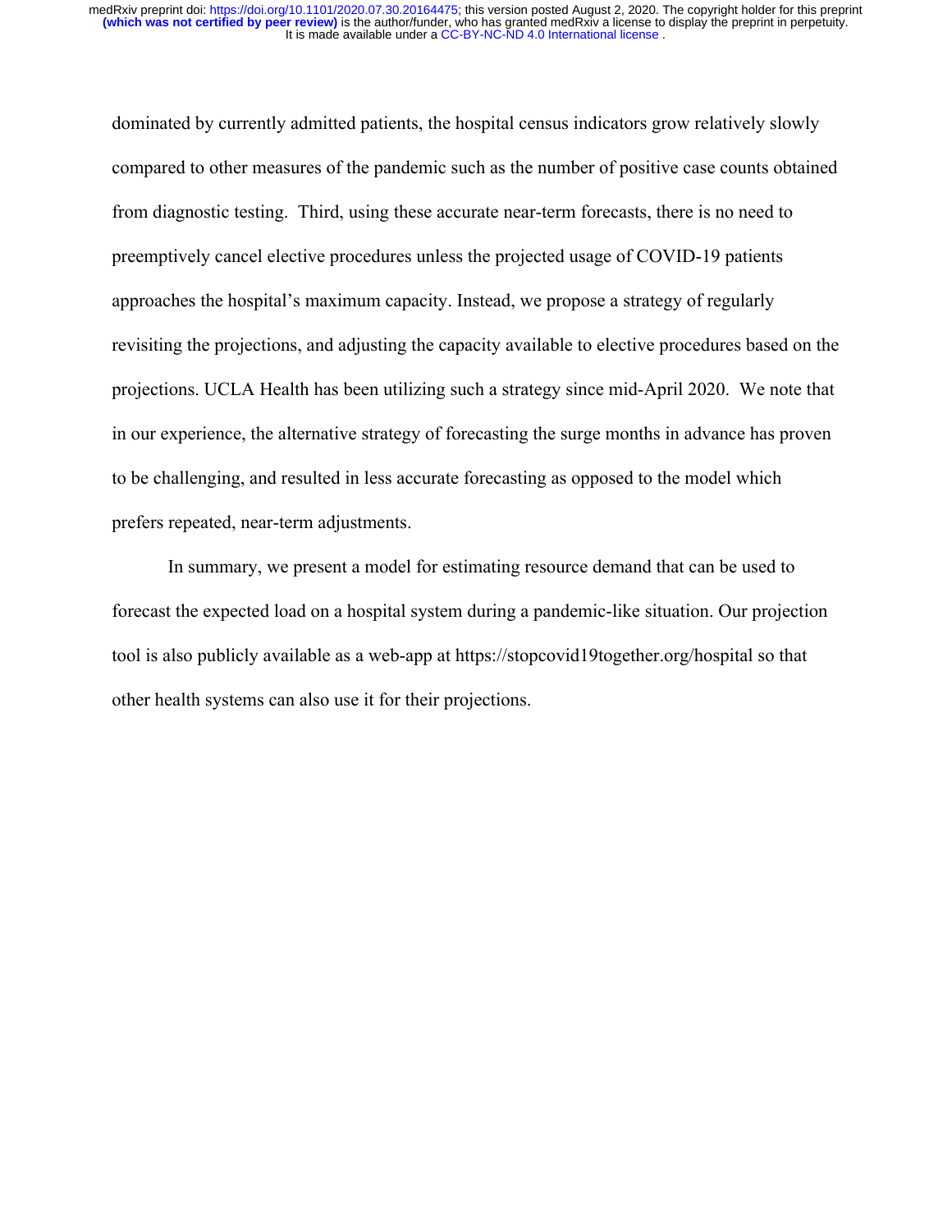dominated by currently admitted patients, the hospital census indicators grow relatively slowly compared to other measures of the pandemic such as the number of positive case counts obtained from diagnostic testing. Third, using these accurate near-term forecasts, there is no need to preemptively cancel elective procedures unless the projected usage of COVID-19 patients approaches the hospital's maximum capacity. Instead, we propose a strategy of regularly revisiting the projections, and adjusting the capacity available to elective procedures based on the projections. UCLA Health has been utilizing such a strategy since mid-April 2020. We note that in our experience, the alternative strategy of forecasting the surge months in advance has proven to be challenging, and resulted in less accurate forecasting as opposed to the model which prefers repeated, near-term adjustments.

In summary, we present a model for estimating resource demand that can be used to forecast the expected load on a hospital system during a pandemic-like situation. Our projection tool is also publicly available as a web-app at https://stopcovid19together.org/hospital so that other health systems can also use it for their projections.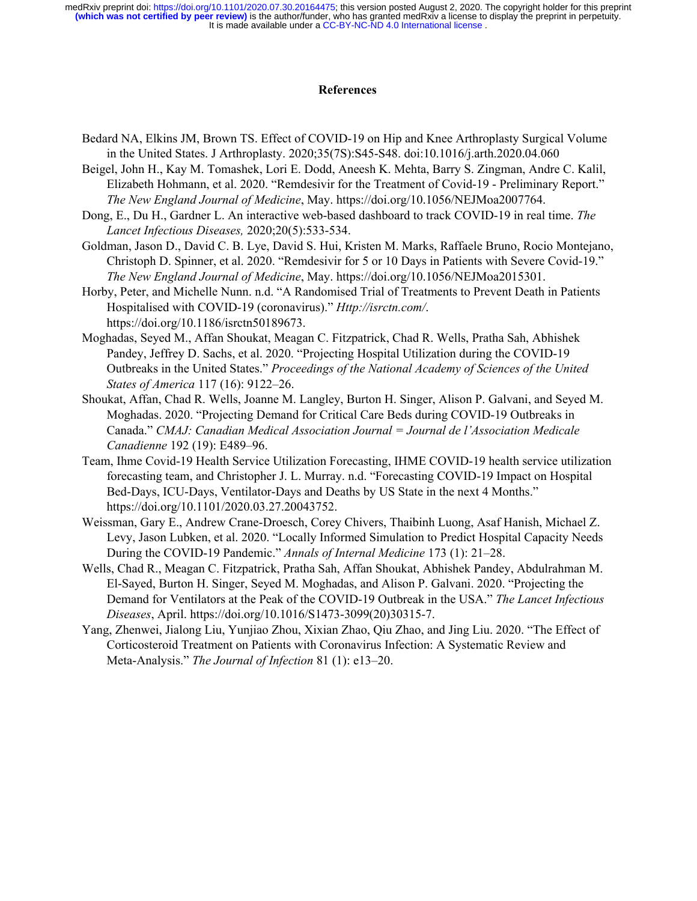## References

Bedard NA, Elkins JM, Brown TS. Effect of COVID-19 on Hip and Knee Arthroplasty Surgical Volume in the United States. J Arthroplasty. 2020;35(7S):S45-S48. doi:10.1016/j.arth.2020.04.060

Beigel, John H., Kay M. Tomashek, Lori E. Dodd, Aneesh K. Mehta, Barry S. Zingman, Andre C. Kalil, Elizabeth Hohmann, et al. 2020. "Remdesivir for the Treatment of Covid-19 - Preliminary Report." *The New England Journal of Medicine*, May. https://doi.org/10.1056/NEJMoa2007764.

Dong, E., Du H., Gardner L. An interactive web-based dashboard to track COVID-19 in real time. *The Lancet Infectious Diseases,* 2020;20(5):533-534.

Goldman, Jason D., David C. B. Lye, David S. Hui, Kristen M. Marks, Raffaele Bruno, Rocio Montejano, Christoph D. Spinner, et al. 2020. "Remdesivir for 5 or 10 Days in Patients with Severe Covid-19." *The New England Journal of Medicine*, May. https://doi.org/10.1056/NEJMoa2015301.

Horby, Peter, and Michelle Nunn. n.d. "A Randomised Trial of Treatments to Prevent Death in Patients Hospitalised with COVID-19 (coronavirus)." *Http://isrctn.com/*. https://doi.org/10.1186/isrctn50189673.

Moghadas, Seyed M., Affan Shoukat, Meagan C. Fitzpatrick, Chad R. Wells, Pratha Sah, Abhishek Pandey, Jeffrey D. Sachs, et al. 2020. "Projecting Hospital Utilization during the COVID-19 Outbreaks in the United States." *Proceedings of the National Academy of Sciences of the United States of America* 117 (16): 9122–26.

Shoukat, Affan, Chad R. Wells, Joanne M. Langley, Burton H. Singer, Alison P. Galvani, and Seyed M. Moghadas. 2020. "Projecting Demand for Critical Care Beds during COVID-19 Outbreaks in Canada." *CMAJ: Canadian Medical Association Journal = Journal de l'Association Medicale Canadienne* 192 (19): E489–96.

Team, Ihme Covid-19 Health Service Utilization Forecasting, IHME COVID-19 health service utilization forecasting team, and Christopher J. L. Murray. n.d. "Forecasting COVID-19 Impact on Hospital Bed-Days, ICU-Days, Ventilator-Days and Deaths by US State in the next 4 Months." https://doi.org/10.1101/2020.03.27.20043752.

Weissman, Gary E., Andrew Crane-Droesch, Corey Chivers, Thaibinh Luong, Asaf Hanish, Michael Z. Levy, Jason Lubken, et al. 2020. "Locally Informed Simulation to Predict Hospital Capacity Needs During the COVID-19 Pandemic." *Annals of Internal Medicine* 173 (1): 21–28.

Wells, Chad R., Meagan C. Fitzpatrick, Pratha Sah, Affan Shoukat, Abhishek Pandey, Abdulrahman M. El-Sayed, Burton H. Singer, Seyed M. Moghadas, and Alison P. Galvani. 2020. "Projecting the Demand for Ventilators at the Peak of the COVID-19 Outbreak in the USA." *The Lancet Infectious Diseases*, April. https://doi.org/10.1016/S1473-3099(20)30315-7.

Yang, Zhenwei, Jialong Liu, Yunjiao Zhou, Xixian Zhao, Qiu Zhao, and Jing Liu. 2020. "The Effect of Corticosteroid Treatment on Patients with Coronavirus Infection: A Systematic Review and Meta-Analysis." *The Journal of Infection* 81 (1): e13–20.